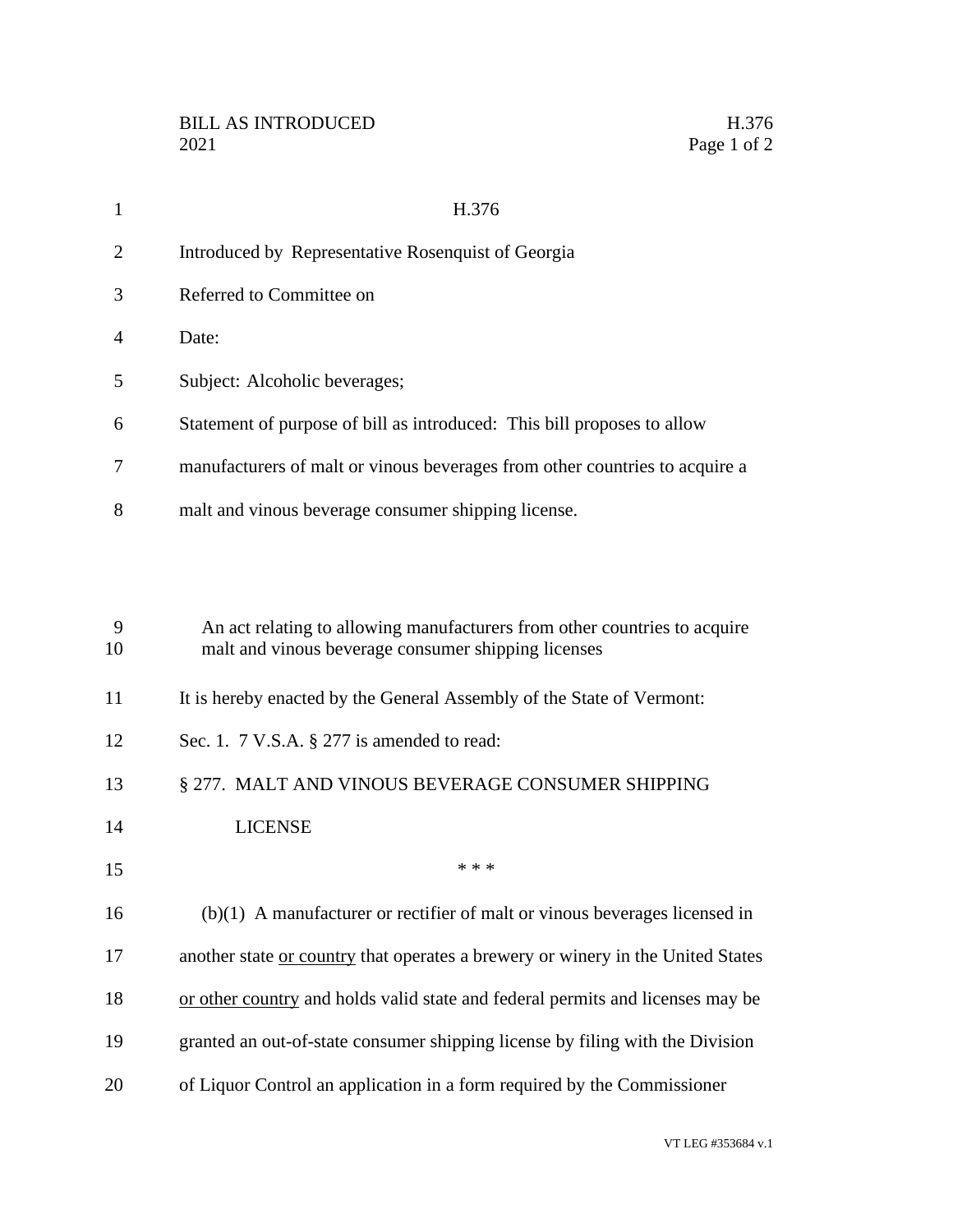# H.376

Introduced by Representative Rosenquist of Georgia

Referred to Committee on

Date:

Subject: Alcoholic beverages;

Statement of purpose of bill as introduced: This bill proposes to allow manufacturers of malt or vinous beverages from other countries to acquire a malt and vinous beverage consumer shipping license.

An act relating to allowing manufacturers from other countries to acquire malt and vinous beverage consumer shipping licenses

It is hereby enacted by the General Assembly of the State of Vermont:

Sec. 1. 7 V.S.A. § 277 is amended to read:

§ 277. MALT AND VINOUS BEVERAGE CONSUMER SHIPPING LICENSE

* * *

(b)(1) A manufacturer or rectifier of malt or vinous beverages licensed in another state <u>or country</u> that operates a brewery or winery in the United States <u>or other country</u> and holds valid state and federal permits and licenses may be granted an out-of-state consumer shipping license by filing with the Division of Liquor Control an application in a form required by the Commissioner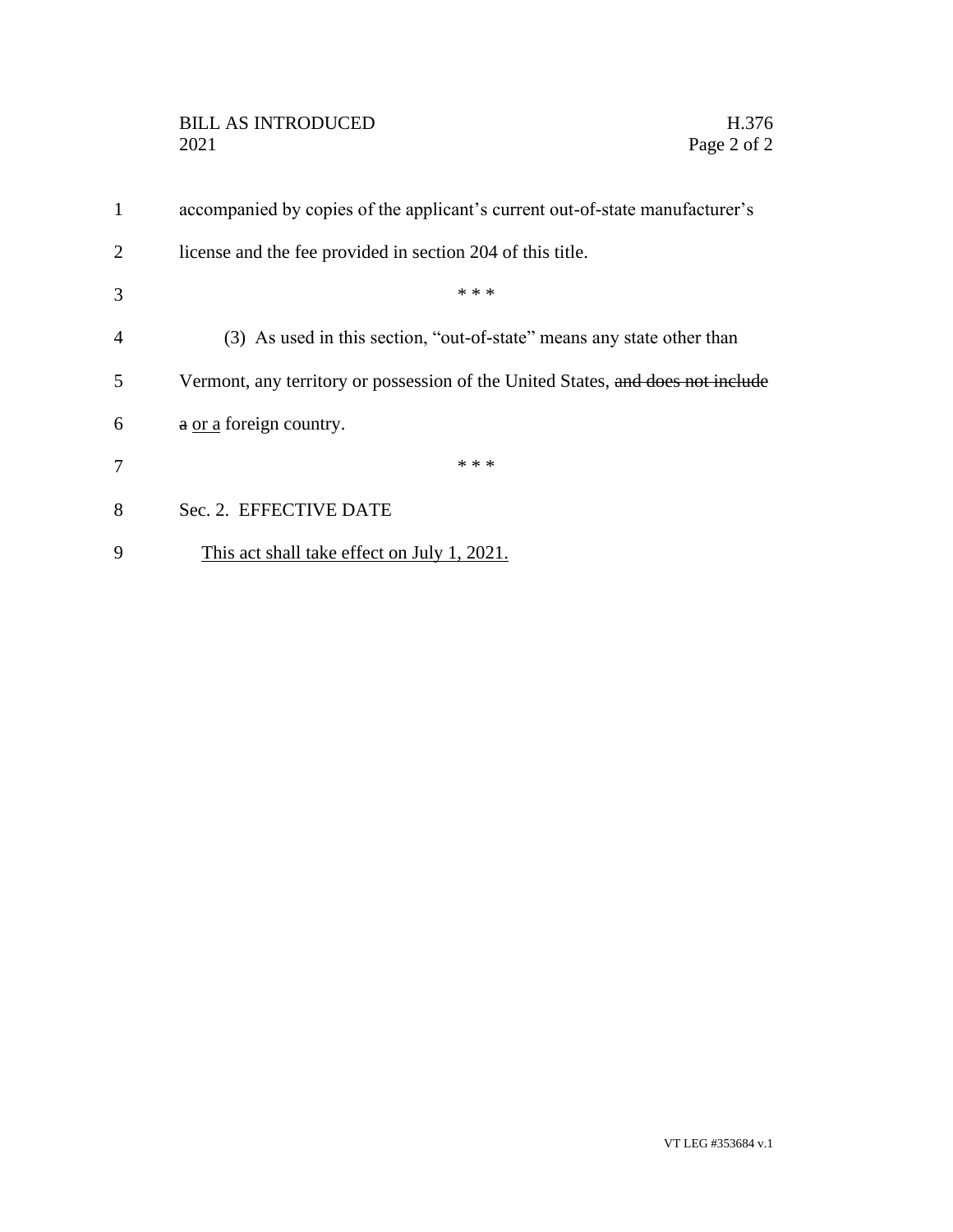accompanied by copies of the applicant's current out-of-state manufacturer's license and the fee provided in section 204 of this title.

\* \* \*

(3) As used in this section, "out-of-state" means any state other than Vermont, any territory or possession of the United States, ~~and does not include a~~ <u>or a</u> foreign country.

\* \* \*

Sec. 2. EFFECTIVE DATE

<u>This act shall take effect on July 1, 2021.</u>